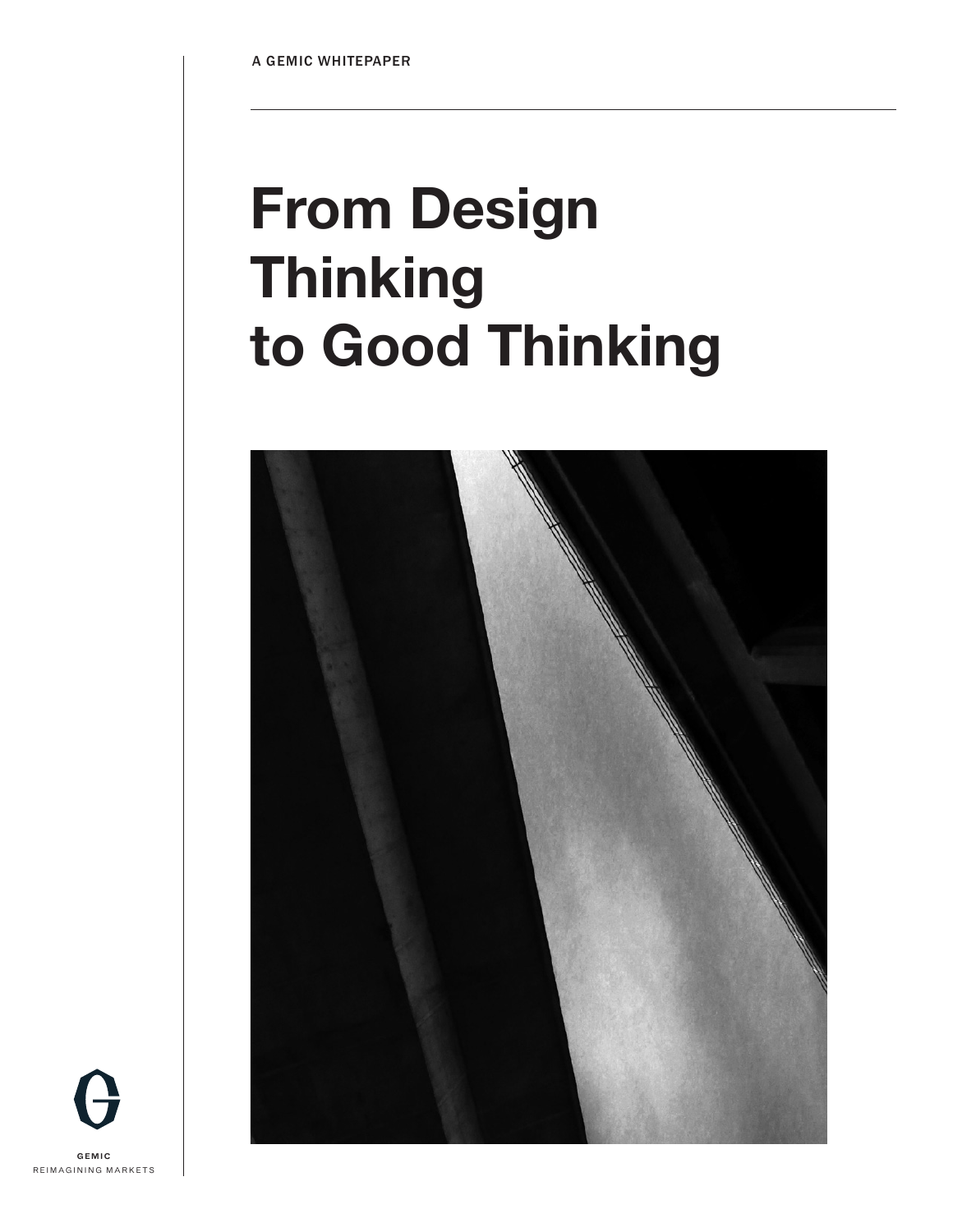A GEMIC WHITEPAPER

# From Design Thinking to Good Thinking

GEMIC
REIMAGINING MARKETS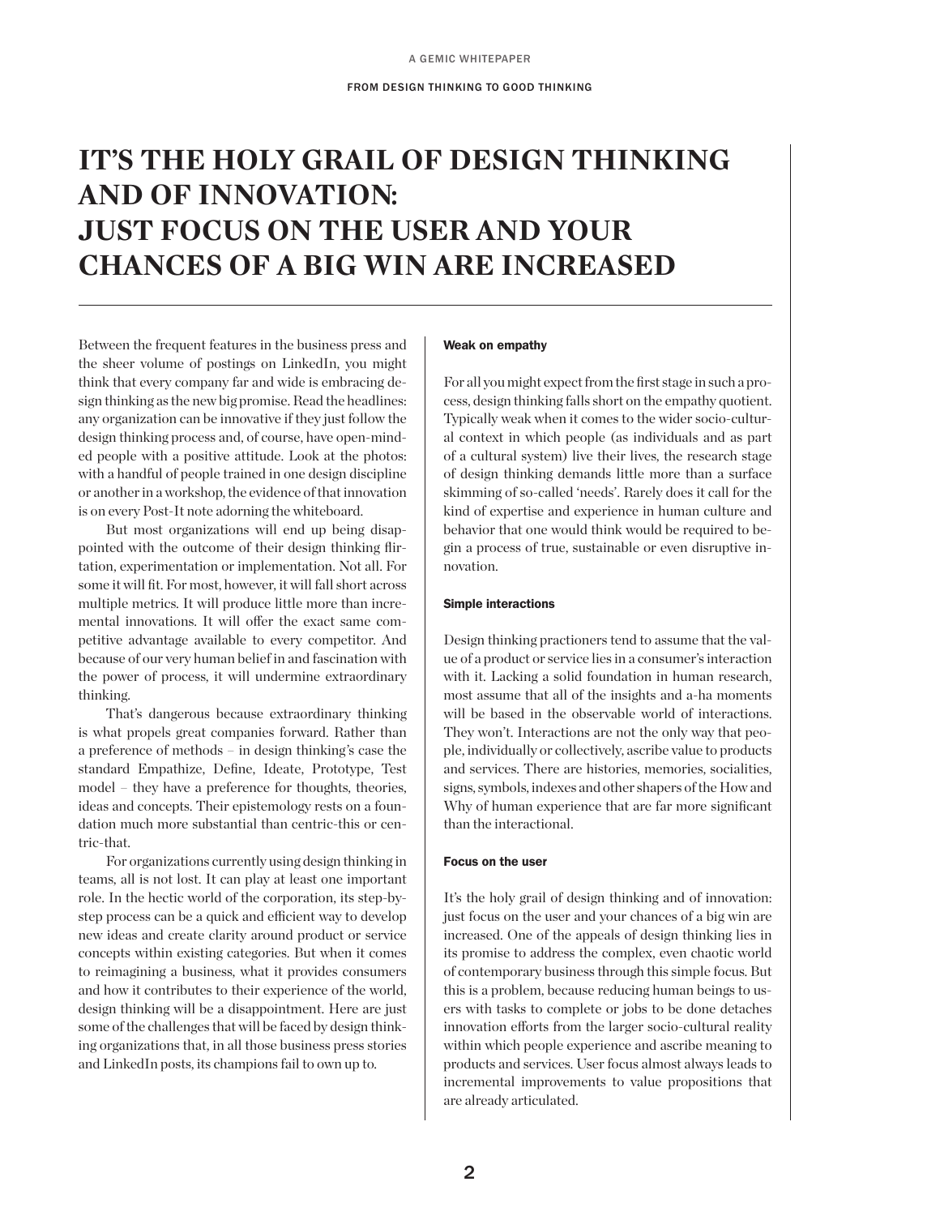# IT'S THE HOLY GRAIL OF DESIGN THINKING AND OF INNOVATION: JUST FOCUS ON THE USER AND YOUR CHANCES OF A BIG WIN ARE INCREASED

Between the frequent features in the business press and the sheer volume of postings on LinkedIn, you might think that every company far and wide is embracing design thinking as the new big promise. Read the headlines: any organization can be innovative if they just follow the design thinking process and, of course, have open-minded people with a positive attitude. Look at the photos: with a handful of people trained in one design discipline or another in a workshop, the evidence of that innovation is on every Post-It note adorning the whiteboard.

But most organizations will end up being disappointed with the outcome of their design thinking flirtation, experimentation or implementation. Not all. For some it will fit. For most, however, it will fall short across multiple metrics. It will produce little more than incremental innovations. It will offer the exact same competitive advantage available to every competitor. And because of our very human belief in and fascination with the power of process, it will undermine extraordinary thinking.

That's dangerous because extraordinary thinking is what propels great companies forward. Rather than a preference of methods – in design thinking's case the standard Empathize, Define, Ideate, Prototype, Test model – they have a preference for thoughts, theories, ideas and concepts. Their epistemology rests on a foundation much more substantial than centric-this or centric-that.

For organizations currently using design thinking in teams, all is not lost. It can play at least one important role. In the hectic world of the corporation, its step-by-step process can be a quick and efficient way to develop new ideas and create clarity around product or service concepts within existing categories. But when it comes to reimagining a business, what it provides consumers and how it contributes to their experience of the world, design thinking will be a disappointment. Here are just some of the challenges that will be faced by design thinking organizations that, in all those business press stories and LinkedIn posts, its champions fail to own up to.

#### Weak on empathy

For all you might expect from the first stage in such a process, design thinking falls short on the empathy quotient. Typically weak when it comes to the wider socio-cultural context in which people (as individuals and as part of a cultural system) live their lives, the research stage of design thinking demands little more than a surface skimming of so-called 'needs'. Rarely does it call for the kind of expertise and experience in human culture and behavior that one would think would be required to begin a process of true, sustainable or even disruptive innovation.

#### Simple interactions

Design thinking practioners tend to assume that the value of a product or service lies in a consumer's interaction with it. Lacking a solid foundation in human research, most assume that all of the insights and a-ha moments will be based in the observable world of interactions. They won't. Interactions are not the only way that people, individually or collectively, ascribe value to products and services. There are histories, memories, socialities, signs, symbols, indexes and other shapers of the How and Why of human experience that are far more significant than the interactional.

#### Focus on the user

It's the holy grail of design thinking and of innovation: just focus on the user and your chances of a big win are increased. One of the appeals of design thinking lies in its promise to address the complex, even chaotic world of contemporary business through this simple focus. But this is a problem, because reducing human beings to users with tasks to complete or jobs to be done detaches innovation efforts from the larger socio-cultural reality within which people experience and ascribe meaning to products and services. User focus almost always leads to incremental improvements to value propositions that are already articulated.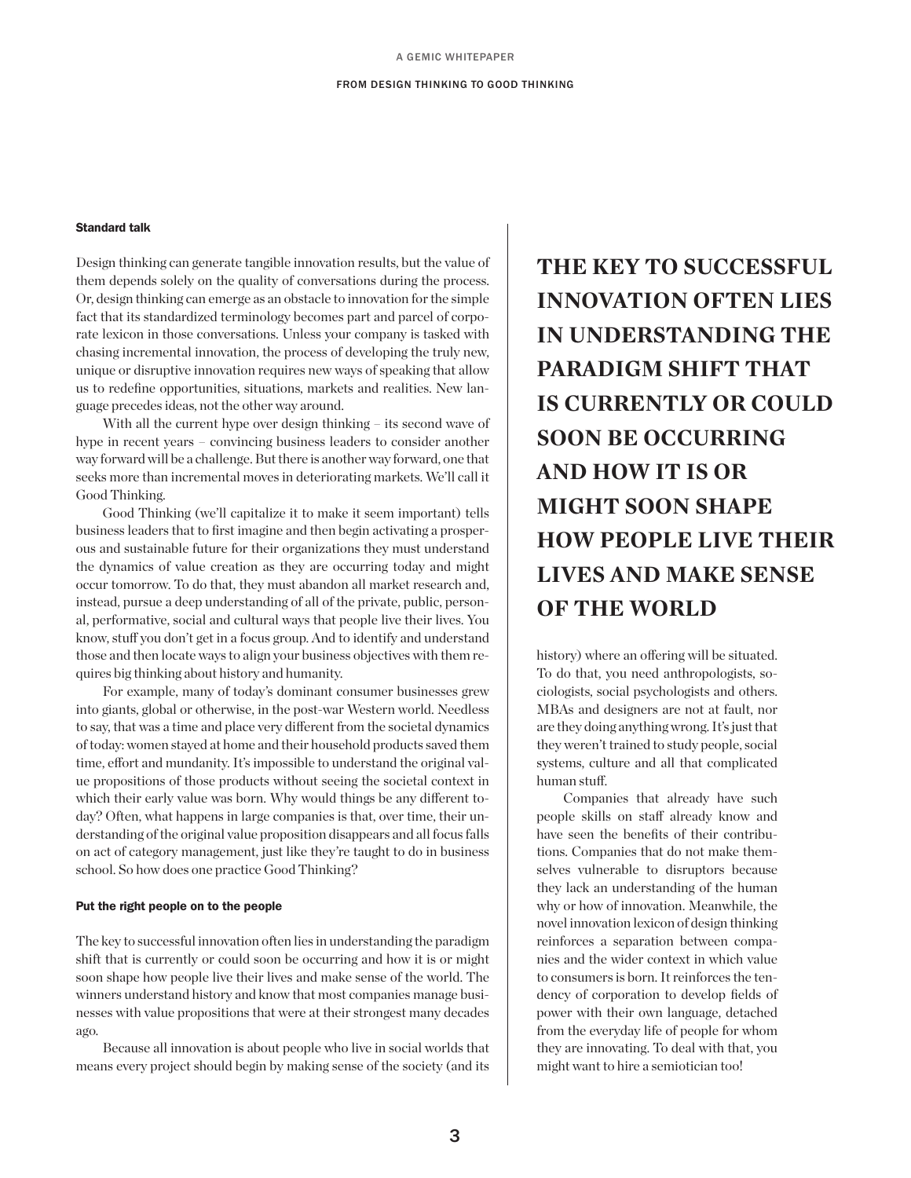### Standard talk

Design thinking can generate tangible innovation results, but the value of them depends solely on the quality of conversations during the process. Or, design thinking can emerge as an obstacle to innovation for the simple fact that its standardized terminology becomes part and parcel of corporate lexicon in those conversations. Unless your company is tasked with chasing incremental innovation, the process of developing the truly new, unique or disruptive innovation requires new ways of speaking that allow us to redefine opportunities, situations, markets and realities. New language precedes ideas, not the other way around.

With all the current hype over design thinking – its second wave of hype in recent years – convincing business leaders to consider another way forward will be a challenge. But there is another way forward, one that seeks more than incremental moves in deteriorating markets. We'll call it Good Thinking.

Good Thinking (we'll capitalize it to make it seem important) tells business leaders that to first imagine and then begin activating a prosperous and sustainable future for their organizations they must understand the dynamics of value creation as they are occurring today and might occur tomorrow. To do that, they must abandon all market research and, instead, pursue a deep understanding of all of the private, public, personal, performative, social and cultural ways that people live their lives. You know, stuff you don't get in a focus group. And to identify and understand those and then locate ways to align your business objectives with them requires big thinking about history and humanity.

For example, many of today's dominant consumer businesses grew into giants, global or otherwise, in the post-war Western world. Needless to say, that was a time and place very different from the societal dynamics of today: women stayed at home and their household products saved them time, effort and mundanity. It's impossible to understand the original value propositions of those products without seeing the societal context in which their early value was born. Why would things be any different today? Often, what happens in large companies is that, over time, their understanding of the original value proposition disappears and all focus falls on act of category management, just like they're taught to do in business school. So how does one practice Good Thinking?

### Put the right people on to the people

The key to successful innovation often lies in understanding the paradigm shift that is currently or could soon be occurring and how it is or might soon shape how people live their lives and make sense of the world. The winners understand history and know that most companies manage businesses with value propositions that were at their strongest many decades ago.

Because all innovation is about people who live in social worlds that means every project should begin by making sense of the society (and its history) where an offering will be situated. To do that, you need anthropologists, sociologists, social psychologists and others. MBAs and designers are not at fault, nor are they doing anything wrong. It's just that they weren't trained to study people, social systems, culture and all that complicated human stuff.

Companies that already have such people skills on staff already know and have seen the benefits of their contributions. Companies that do not make themselves vulnerable to disruptors because they lack an understanding of the human why or how of innovation. Meanwhile, the novel innovation lexicon of design thinking reinforces a separation between companies and the wider context in which value to consumers is born. It reinforces the tendency of corporation to develop fields of power with their own language, detached from the everyday life of people for whom they are innovating. To deal with that, you might want to hire a semiotician too!

**THE KEY TO SUCCESSFUL INNOVATION OFTEN LIES IN UNDERSTANDING THE PARADIGM SHIFT THAT IS CURRENTLY OR COULD SOON BE OCCURRING AND HOW IT IS OR MIGHT SOON SHAPE HOW PEOPLE LIVE THEIR LIVES AND MAKE SENSE OF THE WORLD**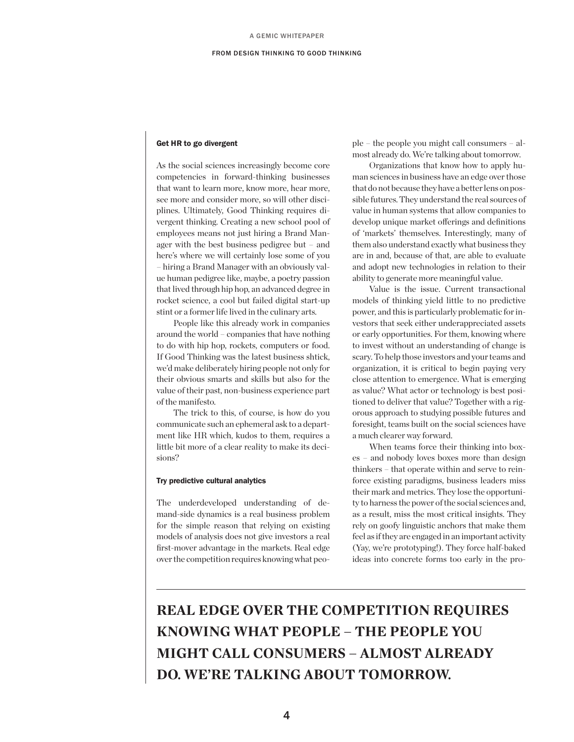### Get HR to go divergent

As the social sciences increasingly become core competencies in forward-thinking businesses that want to learn more, know more, hear more, see more and consider more, so will other disciplines. Ultimately, Good Thinking requires divergent thinking. Creating a new school pool of employees means not just hiring a Brand Manager with the best business pedigree but – and here's where we will certainly lose some of you – hiring a Brand Manager with an obviously value human pedigree like, maybe, a poetry passion that lived through hip hop, an advanced degree in rocket science, a cool but failed digital start-up stint or a former life lived in the culinary arts.

People like this already work in companies around the world – companies that have nothing to do with hip hop, rockets, computers or food. If Good Thinking was the latest business shtick, we'd make deliberately hiring people not only for their obvious smarts and skills but also for the value of their past, non-business experience part of the manifesto.

The trick to this, of course, is how do you communicate such an ephemeral ask to a department like HR which, kudos to them, requires a little bit more of a clear reality to make its decisions?

### Try predictive cultural analytics

The underdeveloped understanding of demand-side dynamics is a real business problem for the simple reason that relying on existing models of analysis does not give investors a real first-mover advantage in the markets. Real edge over the competition requires knowing what people – the people you might call consumers – almost already do. We're talking about tomorrow.

Organizations that know how to apply human sciences in business have an edge over those that do not because they have a better lens on possible futures. They understand the real sources of value in human systems that allow companies to develop unique market offerings and definitions of 'markets' themselves. Interestingly, many of them also understand exactly what business they are in and, because of that, are able to evaluate and adopt new technologies in relation to their ability to generate more meaningful value.

Value is the issue. Current transactional models of thinking yield little to no predictive power, and this is particularly problematic for investors that seek either underappreciated assets or early opportunities. For them, knowing where to invest without an understanding of change is scary. To help those investors and your teams and organization, it is critical to begin paying very close attention to emergence. What is emerging as value? What actor or technology is best positioned to deliver that value? Together with a rigorous approach to studying possible futures and foresight, teams built on the social sciences have a much clearer way forward.

When teams force their thinking into boxes – and nobody loves boxes more than design thinkers – that operate within and serve to reinforce existing paradigms, business leaders miss their mark and metrics. They lose the opportunity to harness the power of the social sciences and, as a result, miss the most critical insights. They rely on goofy linguistic anchors that make them feel as if they are engaged in an important activity (Yay, we're prototyping!). They force half-baked ideas into concrete forms too early in the pro-

**REAL EDGE OVER THE COMPETITION REQUIRES KNOWING WHAT PEOPLE – THE PEOPLE YOU MIGHT CALL CONSUMERS – ALMOST ALREADY DO. WE'RE TALKING ABOUT TOMORROW.**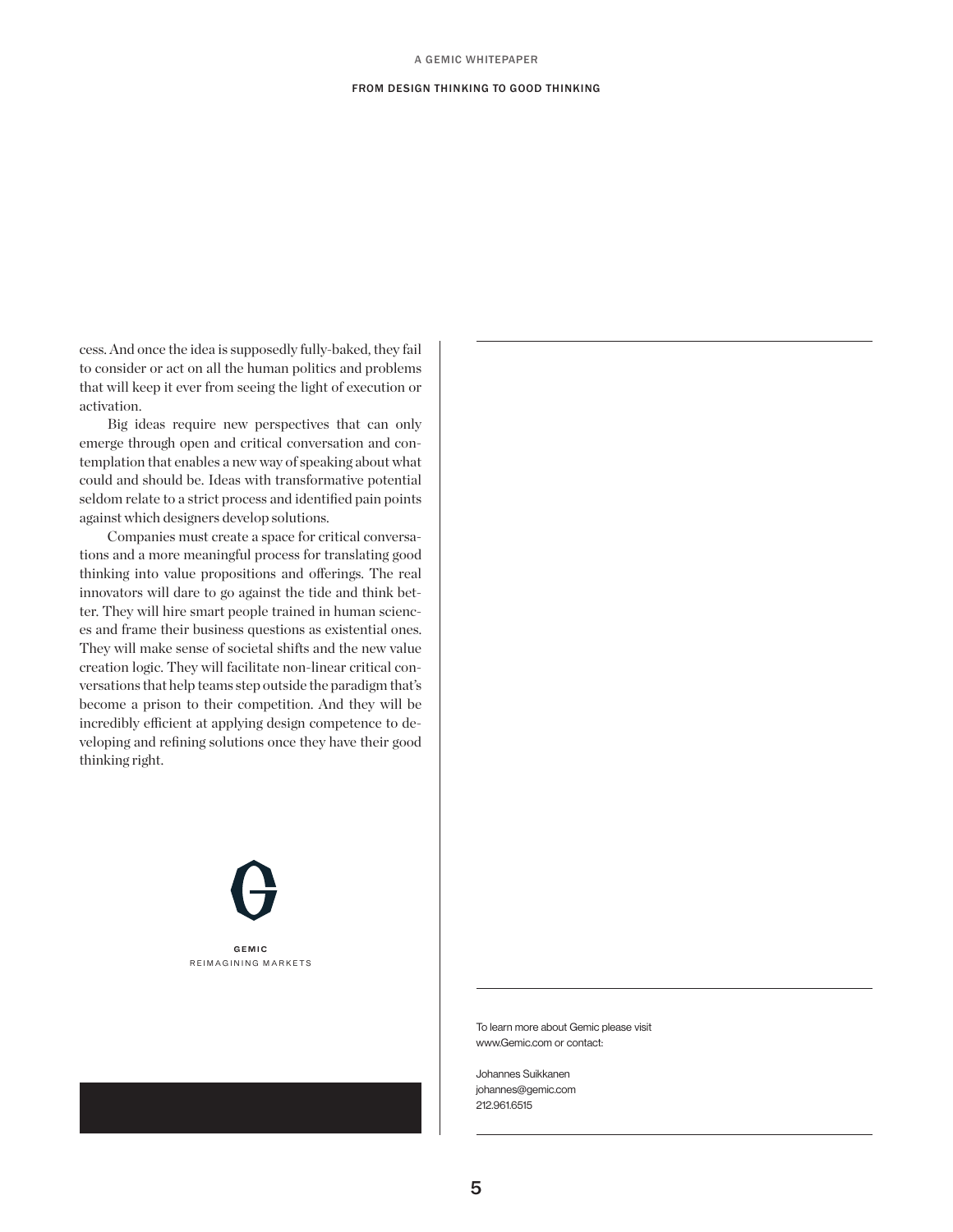cess. And once the idea is supposedly fully-baked, they fail to consider or act on all the human politics and problems that will keep it ever from seeing the light of execution or activation.

Big ideas require new perspectives that can only emerge through open and critical conversation and contemplation that enables a new way of speaking about what could and should be. Ideas with transformative potential seldom relate to a strict process and identified pain points against which designers develop solutions.

Companies must create a space for critical conversations and a more meaningful process for translating good thinking into value propositions and offerings. The real innovators will dare to go against the tide and think better. They will hire smart people trained in human sciences and frame their business questions as existential ones. They will make sense of societal shifts and the new value creation logic. They will facilitate non-linear critical conversations that help teams step outside the paradigm that's become a prison to their competition. And they will be incredibly efficient at applying design competence to developing and refining solutions once they have their good thinking right.

GEMIC
REIMAGINING MARKETS

To learn more about Gemic please visit www.Gemic.com or contact:

Johannes Suikkanen
johannes@gemic.com
212.961.6515